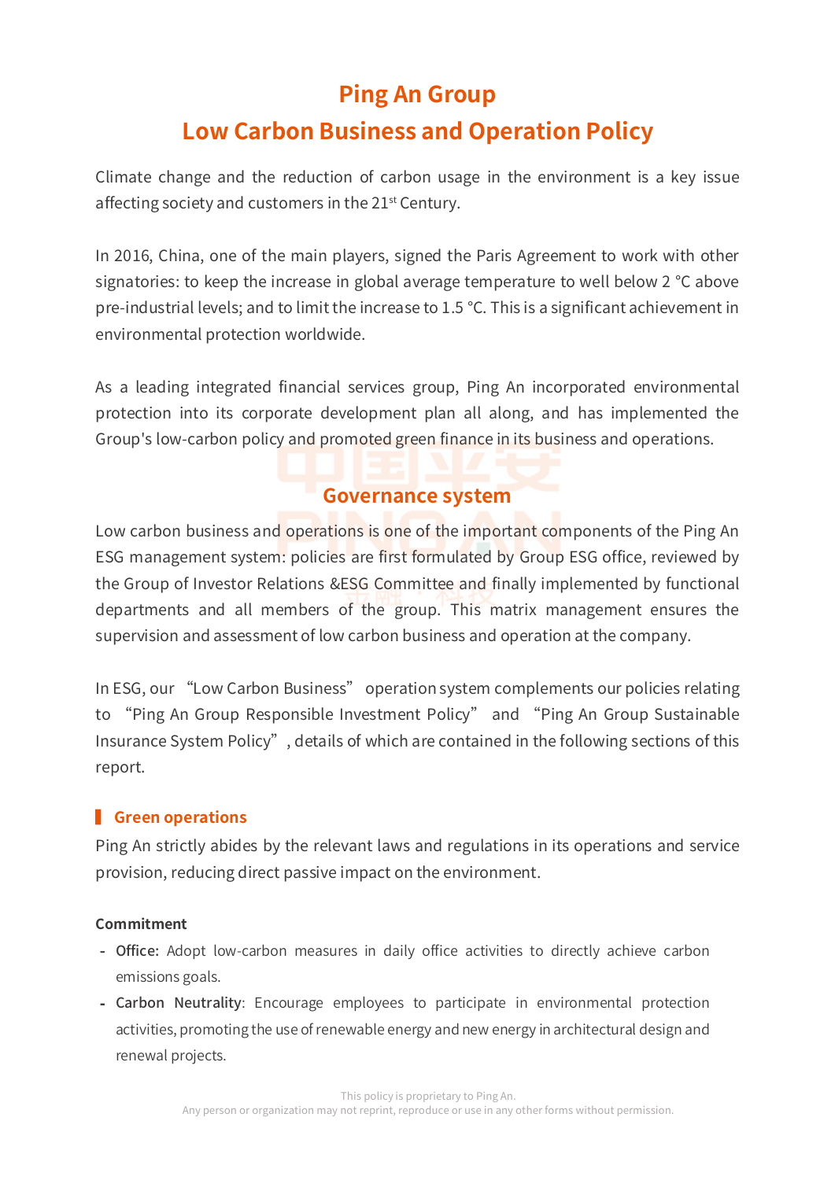# Ping An Group
# Low Carbon Business and Operation Policy

Climate change and the reduction of carbon usage in the environment is a key issue affecting society and customers in the 21st Century.

In 2016, China, one of the main players, signed the Paris Agreement to work with other signatories: to keep the increase in global average temperature to well below 2 °C above pre-industrial levels; and to limit the increase to 1.5 °C. This is a significant achievement in environmental protection worldwide.

As a leading integrated financial services group, Ping An incorporated environmental protection into its corporate development plan all along, and has implemented the Group's low-carbon policy and promoted green finance in its business and operations.

## Governance system

Low carbon business and operations is one of the important components of the Ping An ESG management system: policies are first formulated by Group ESG office, reviewed by the Group of Investor Relations &ESG Committee and finally implemented by functional departments and all members of the group. This matrix management ensures the supervision and assessment of low carbon business and operation at the company.

In ESG, our "Low Carbon Business" operation system complements our policies relating to "Ping An Group Responsible Investment Policy" and "Ping An Group Sustainable Insurance System Policy", details of which are contained in the following sections of this report.

### Green operations

Ping An strictly abides by the relevant laws and regulations in its operations and service provision, reducing direct passive impact on the environment.

**Commitment**

- **Office:** Adopt low-carbon measures in daily office activities to directly achieve carbon emissions goals.
- **Carbon Neutrality**: Encourage employees to participate in environmental protection activities, promoting the use of renewable energy and new energy in architectural design and renewal projects.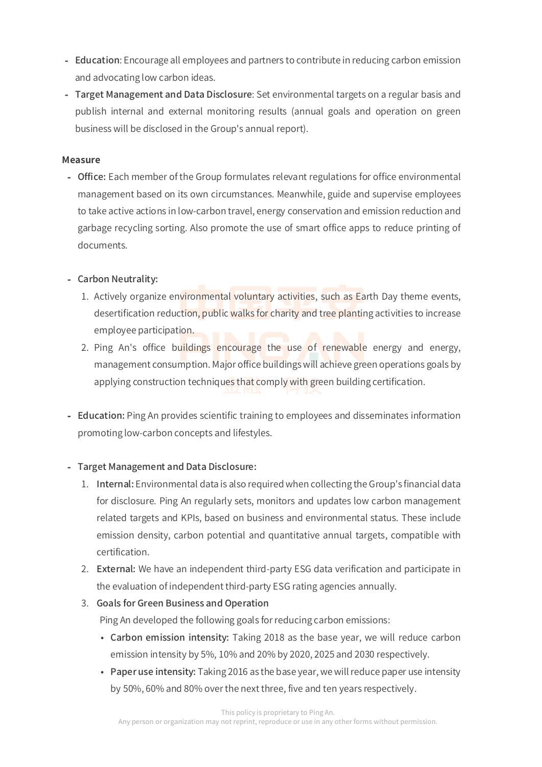- **Education**: Encourage all employees and partners to contribute in reducing carbon emission and advocating low carbon ideas.
- **Target Management and Data Disclosure**: Set environmental targets on a regular basis and publish internal and external monitoring results (annual goals and operation on green business will be disclosed in the Group's annual report).

**Measure**

- **Office:** Each member of the Group formulates relevant regulations for office environmental management based on its own circumstances. Meanwhile, guide and supervise employees to take active actions in low-carbon travel, energy conservation and emission reduction and garbage recycling sorting. Also promote the use of smart office apps to reduce printing of documents.

- **Carbon Neutrality:**
  1. Actively organize environmental voluntary activities, such as Earth Day theme events, desertification reduction, public walks for charity and tree planting activities to increase employee participation.
  2. Ping An's office buildings encourage the use of renewable energy and energy, management consumption. Major office buildings will achieve green operations goals by applying construction techniques that comply with green building certification.

- **Education:** Ping An provides scientific training to employees and disseminates information promoting low-carbon concepts and lifestyles.

- **Target Management and Data Disclosure:**
  1. **Internal:** Environmental data is also required when collecting the Group's financial data for disclosure. Ping An regularly sets, monitors and updates low carbon management related targets and KPIs, based on business and environmental status. These include emission density, carbon potential and quantitative annual targets, compatible with certification.
  2. **External:** We have an independent third-party ESG data verification and participate in the evaluation of independent third-party ESG rating agencies annually.
  3. **Goals for Green Business and Operation**

     Ping An developed the following goals for reducing carbon emissions:
     - **Carbon emission intensity:** Taking 2018 as the base year, we will reduce carbon emission intensity by 5%, 10% and 20% by 2020, 2025 and 2030 respectively.
     - **Paper use intensity:** Taking 2016 as the base year, we will reduce paper use intensity by 50%, 60% and 80% over the next three, five and ten years respectively.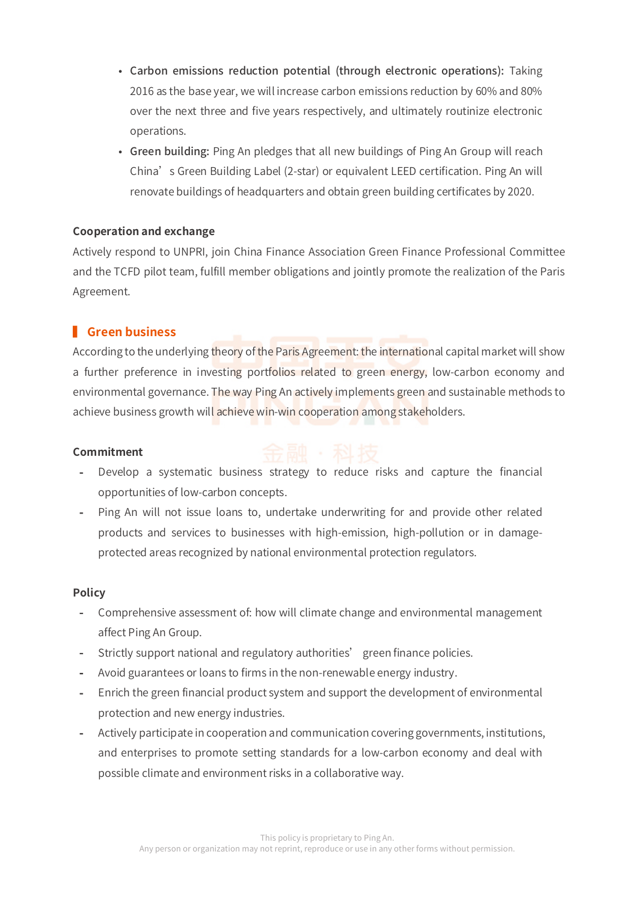- **Carbon emissions reduction potential (through electronic operations):** Taking 2016 as the base year, we will increase carbon emissions reduction by 60% and 80% over the next three and five years respectively, and ultimately routinize electronic operations.
- **Green building:** Ping An pledges that all new buildings of Ping An Group will reach China's Green Building Label (2-star) or equivalent LEED certification. Ping An will renovate buildings of headquarters and obtain green building certificates by 2020.

**Cooperation and exchange**

Actively respond to UNPRI, join China Finance Association Green Finance Professional Committee and the TCFD pilot team, fulfill member obligations and jointly promote the realization of the Paris Agreement.

## Green business

According to the underlying theory of the Paris Agreement: the international capital market will show a further preference in investing portfolios related to green energy, low-carbon economy and environmental governance. The way Ping An actively implements green and sustainable methods to achieve business growth will achieve win-win cooperation among stakeholders.

**Commitment**

- Develop a systematic business strategy to reduce risks and capture the financial opportunities of low-carbon concepts.
- Ping An will not issue loans to, undertake underwriting for and provide other related products and services to businesses with high-emission, high-pollution or in damage-protected areas recognized by national environmental protection regulators.

**Policy**

- Comprehensive assessment of: how will climate change and environmental management affect Ping An Group.
- Strictly support national and regulatory authorities' green finance policies.
- Avoid guarantees or loans to firms in the non-renewable energy industry.
- Enrich the green financial product system and support the development of environmental protection and new energy industries.
- Actively participate in cooperation and communication covering governments, institutions, and enterprises to promote setting standards for a low-carbon economy and deal with possible climate and environment risks in a collaborative way.